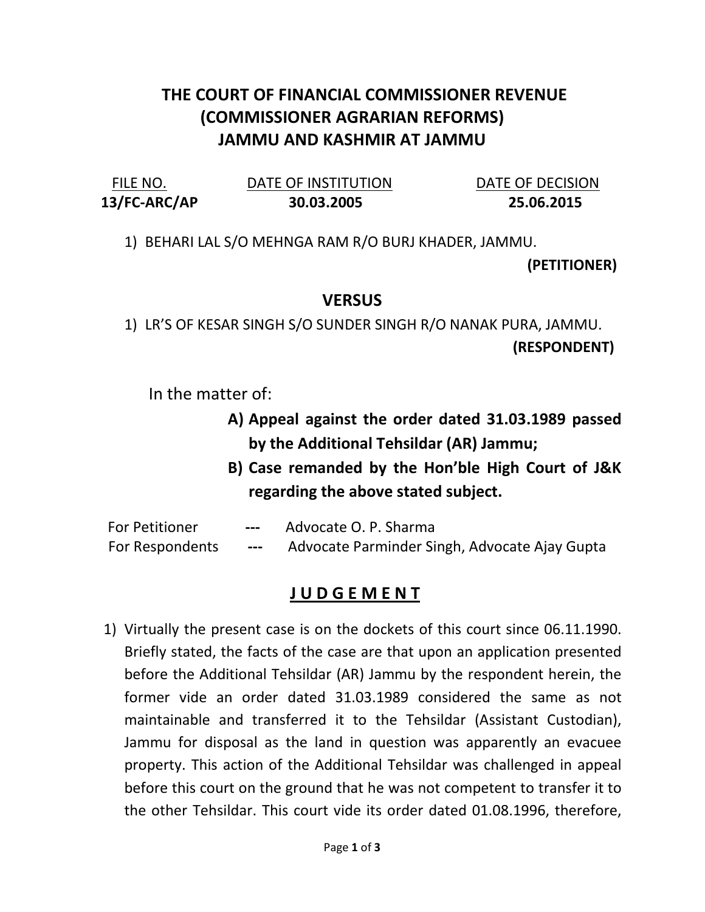# THE COURT OF FINANCIAL COMMISSIONER REVENUE (COMMISSIONER AGRARIAN REFORMS) JAMMU AND KASHMIR AT JAMMU

| FILE NO. | DATE OF INSTITUTION | DATE OF DECISION |
|---|---|---|
| **13/FC-ARC/AP** | **30.03.2005** | **25.06.2015** |

1) BEHARI LAL S/O MEHNGA RAM R/O BURJ KHADER, JAMMU.

**(PETITIONER)**

## VERSUS

1) LR'S OF KESAR SINGH S/O SUNDER SINGH R/O NANAK PURA, JAMMU.

**(RESPONDENT)**

In the matter of:

**A) Appeal against the order dated 31.03.1989 passed by the Additional Tehsildar (AR) Jammu;**

**B) Case remanded by the Hon'ble High Court of J&K regarding the above stated subject.**

For Petitioner --- Advocate O. P. Sharma

For Respondents --- Advocate Parminder Singh, Advocate Ajay Gupta

## J U D G E M E N T

1) Virtually the present case is on the dockets of this court since 06.11.1990. Briefly stated, the facts of the case are that upon an application presented before the Additional Tehsildar (AR) Jammu by the respondent herein, the former vide an order dated 31.03.1989 considered the same as not maintainable and transferred it to the Tehsildar (Assistant Custodian), Jammu for disposal as the land in question was apparently an evacuee property. This action of the Additional Tehsildar was challenged in appeal before this court on the ground that he was not competent to transfer it to the other Tehsildar. This court vide its order dated 01.08.1996, therefore,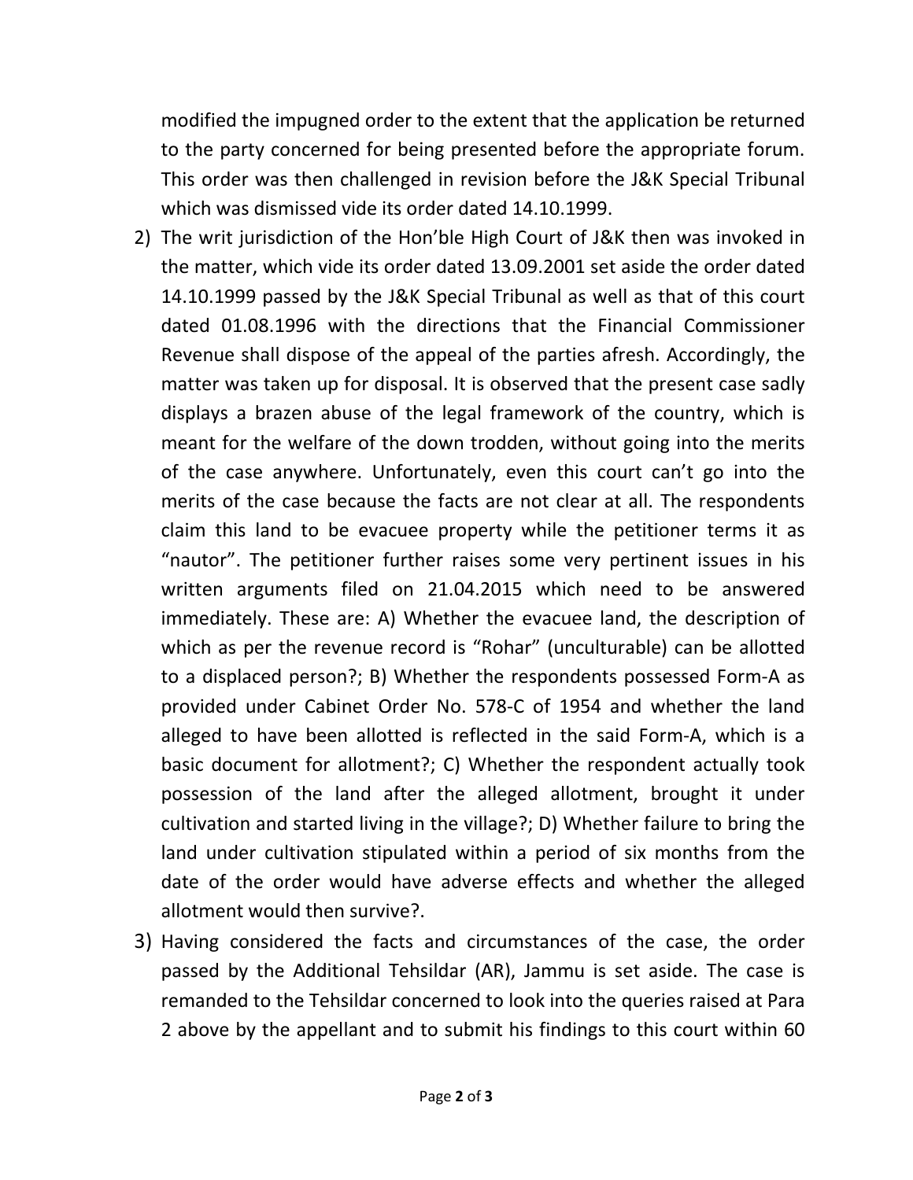modified the impugned order to the extent that the application be returned to the party concerned for being presented before the appropriate forum. This order was then challenged in revision before the J&K Special Tribunal which was dismissed vide its order dated 14.10.1999.

2) The writ jurisdiction of the Hon'ble High Court of J&K then was invoked in the matter, which vide its order dated 13.09.2001 set aside the order dated 14.10.1999 passed by the J&K Special Tribunal as well as that of this court dated 01.08.1996 with the directions that the Financial Commissioner Revenue shall dispose of the appeal of the parties afresh. Accordingly, the matter was taken up for disposal. It is observed that the present case sadly displays a brazen abuse of the legal framework of the country, which is meant for the welfare of the down trodden, without going into the merits of the case anywhere. Unfortunately, even this court can't go into the merits of the case because the facts are not clear at all. The respondents claim this land to be evacuee property while the petitioner terms it as "nautor". The petitioner further raises some very pertinent issues in his written arguments filed on 21.04.2015 which need to be answered immediately. These are: A) Whether the evacuee land, the description of which as per the revenue record is "Rohar" (unculturable) can be allotted to a displaced person?; B) Whether the respondents possessed Form-A as provided under Cabinet Order No. 578-C of 1954 and whether the land alleged to have been allotted is reflected in the said Form-A, which is a basic document for allotment?; C) Whether the respondent actually took possession of the land after the alleged allotment, brought it under cultivation and started living in the village?; D) Whether failure to bring the land under cultivation stipulated within a period of six months from the date of the order would have adverse effects and whether the alleged allotment would then survive?.

3) Having considered the facts and circumstances of the case, the order passed by the Additional Tehsildar (AR), Jammu is set aside. The case is remanded to the Tehsildar concerned to look into the queries raised at Para 2 above by the appellant and to submit his findings to this court within 60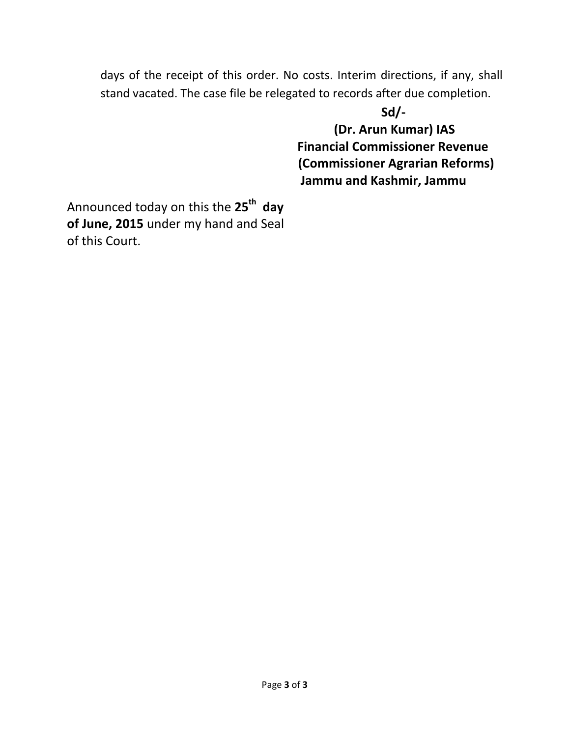days of the receipt of this order. No costs. Interim directions, if any, shall stand vacated. The case file be relegated to records after due completion.

**Sd/-**

**(Dr. Arun Kumar) IAS**
**Financial Commissioner Revenue**
**(Commissioner Agrarian Reforms)**
**Jammu and Kashmir, Jammu**

Announced today on this the **25th day of June, 2015** under my hand and Seal of this Court.